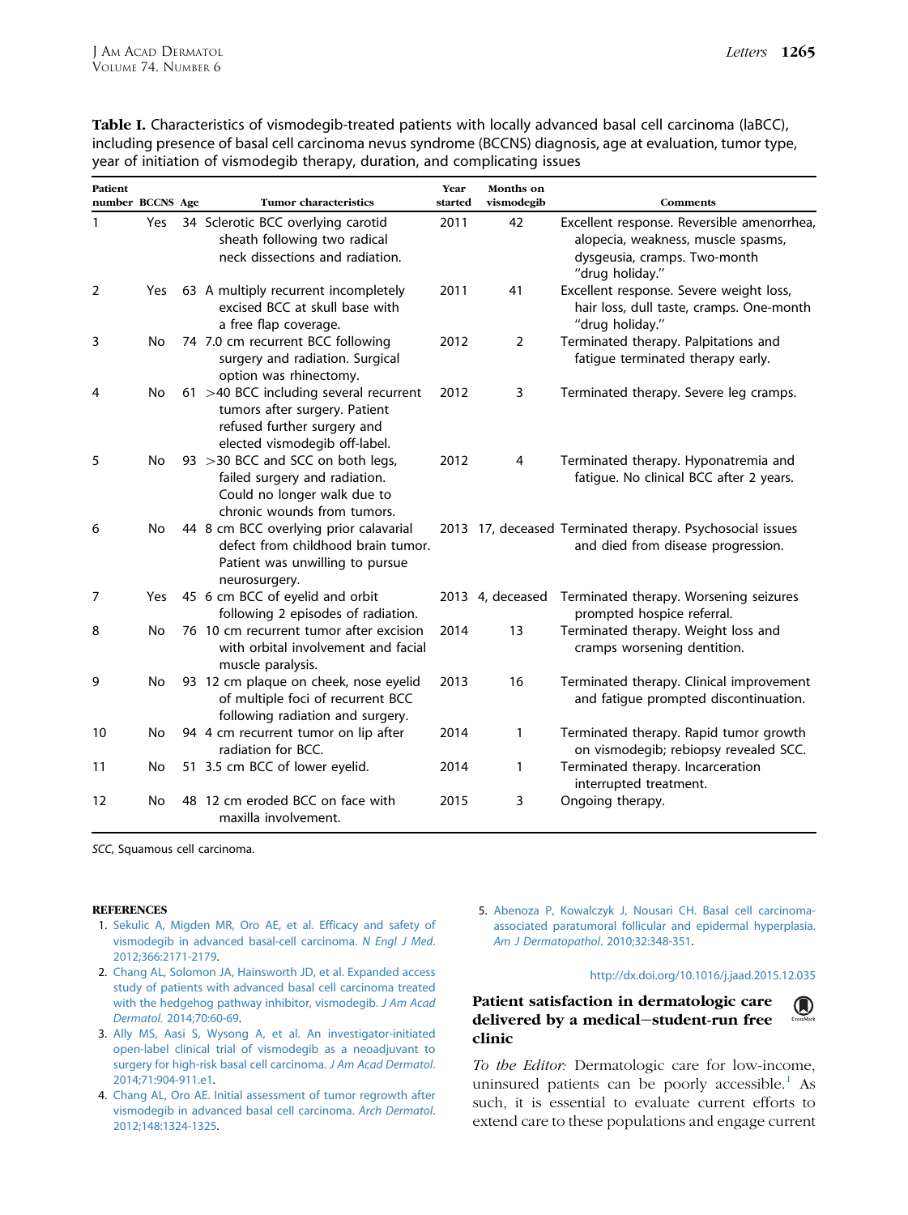**Table I.** Characteristics of vismodegib-treated patients with locally advanced basal cell carcinoma (laBCC), including presence of basal cell carcinoma nevus syndrome (BCCNS) diagnosis, age at evaluation, tumor type, year of initiation of vismodegib therapy, duration, and complicating issues

| Patient number | BCCNS | Age | Tumor characteristics | Year started | Months on vismodegib | Comments |
|---|---|---|---|---|---|---|
| 1 | Yes | 34 | Sclerotic BCC overlying carotid sheath following two radical neck dissections and radiation. | 2011 | 42 | Excellent response. Reversible amenorrhea, alopecia, weakness, muscle spasms, dysgeusia, cramps. Two-month "drug holiday." |
| 2 | Yes | 63 | A multiply recurrent incompletely excised BCC at skull base with a free flap coverage. | 2011 | 41 | Excellent response. Severe weight loss, hair loss, dull taste, cramps. One-month "drug holiday." |
| 3 | No | 74 | 7.0 cm recurrent BCC following surgery and radiation. Surgical option was rhinectomy. | 2012 | 2 | Terminated therapy. Palpitations and fatigue terminated therapy early. |
| 4 | No | 61 | >40 BCC including several recurrent tumors after surgery. Patient refused further surgery and elected vismodegib off-label. | 2012 | 3 | Terminated therapy. Severe leg cramps. |
| 5 | No | 93 | >30 BCC and SCC on both legs, failed surgery and radiation. Could no longer walk due to chronic wounds from tumors. | 2012 | 4 | Terminated therapy. Hyponatremia and fatigue. No clinical BCC after 2 years. |
| 6 | No | 44 | 8 cm BCC overlying prior calavarial defect from childhood brain tumor. Patient was unwilling to pursue neurosurgery. | 2013 | 17, deceased | Terminated therapy. Psychosocial issues and died from disease progression. |
| 7 | Yes | 45 | 6 cm BCC of eyelid and orbit following 2 episodes of radiation. | 2013 | 4, deceased | Terminated therapy. Worsening seizures prompted hospice referral. |
| 8 | No | 76 | 10 cm recurrent tumor after excision with orbital involvement and facial muscle paralysis. | 2014 | 13 | Terminated therapy. Weight loss and cramps worsening dentition. |
| 9 | No | 93 | 12 cm plaque on cheek, nose eyelid of multiple foci of recurrent BCC following radiation and surgery. | 2013 | 16 | Terminated therapy. Clinical improvement and fatigue prompted discontinuation. |
| 10 | No | 94 | 4 cm recurrent tumor on lip after radiation for BCC. | 2014 | 1 | Terminated therapy. Rapid tumor growth on vismodegib; rebiopsy revealed SCC. |
| 11 | No | 51 | 3.5 cm BCC of lower eyelid. | 2014 | 1 | Terminated therapy. Incarceration interrupted treatment. |
| 12 | No | 48 | 12 cm eroded BCC on face with maxilla involvement. | 2015 | 3 | Ongoing therapy. |

*SCC*, Squamous cell carcinoma.

## REFERENCES

1. Sekulic A, Migden MR, Oro AE, et al. Efficacy and safety of vismodegib in advanced basal-cell carcinoma. *N Engl J Med.* 2012;366:2171-2179.
2. Chang AL, Solomon JA, Hainsworth JD, et al. Expanded access study of patients with advanced basal cell carcinoma treated with the hedgehog pathway inhibitor, vismodegib. *J Am Acad Dermatol.* 2014;70:60-69.
3. Ally MS, Aasi S, Wysong A, et al. An investigator-initiated open-label clinical trial of vismodegib as a neoadjuvant to surgery for high-risk basal cell carcinoma. *J Am Acad Dermatol.* 2014;71:904-911.e1.
4. Chang AL, Oro AE. Initial assessment of tumor regrowth after vismodegib in advanced basal cell carcinoma. *Arch Dermatol.* 2012;148:1324-1325.
5. Abenoza P, Kowalczyk J, Nousari CH. Basal cell carcinoma-associated paratumoral follicular and epidermal hyperplasia. *Am J Dermatopathol.* 2010;32:348-351.

http://dx.doi.org/10.1016/j.jaad.2015.12.035

## Patient satisfaction in dermatologic care delivered by a medical−student-run free clinic

*To the Editor:* Dermatologic care for low-income, uninsured patients can be poorly accessible.[1] As such, it is essential to evaluate current efforts to extend care to these populations and engage current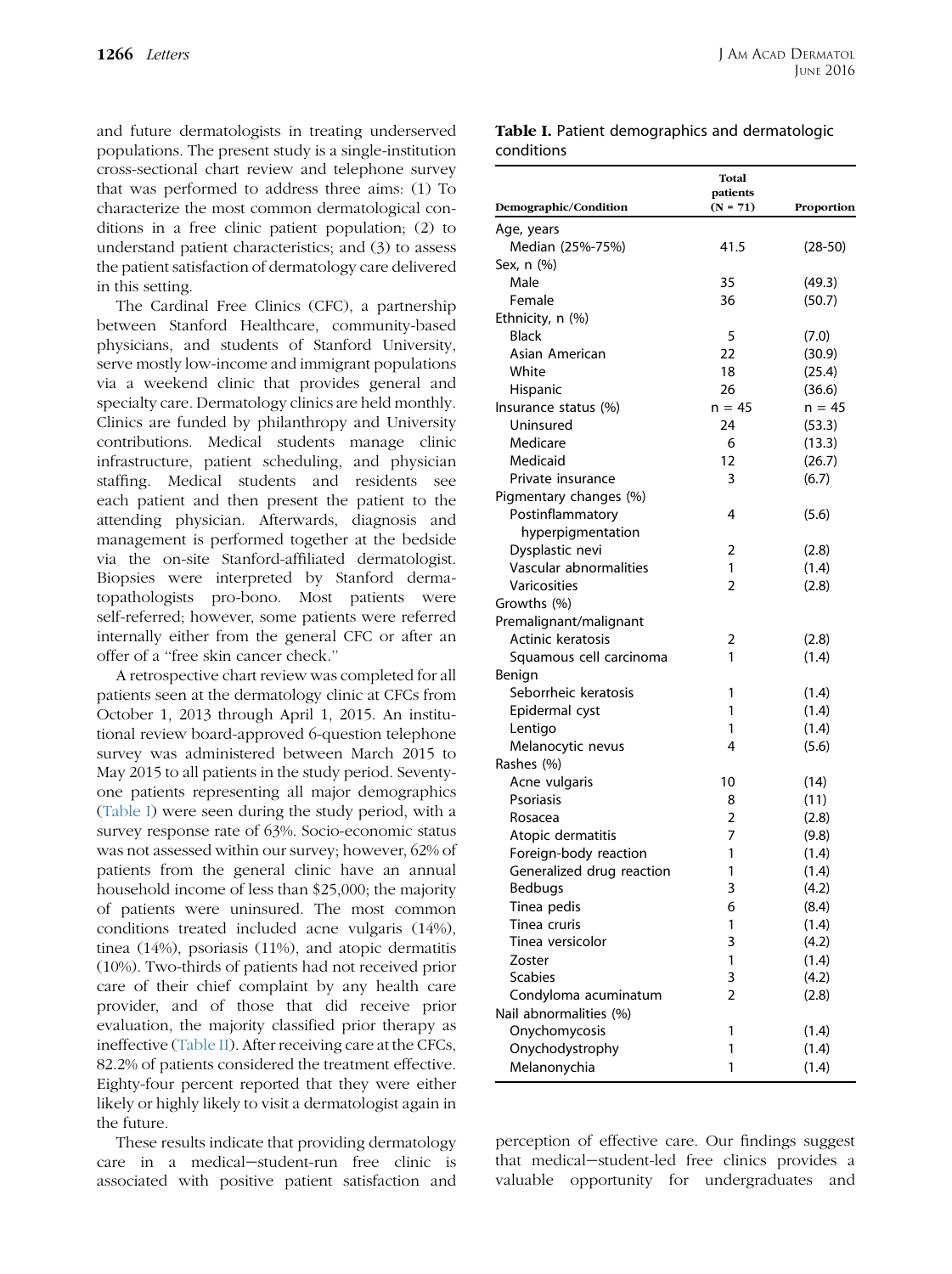and future dermatologists in treating underserved populations. The present study is a single-institution cross-sectional chart review and telephone survey that was performed to address three aims: (1) To characterize the most common dermatological conditions in a free clinic patient population; (2) to understand patient characteristics; and (3) to assess the patient satisfaction of dermatology care delivered in this setting.

The Cardinal Free Clinics (CFC), a partnership between Stanford Healthcare, community-based physicians, and students of Stanford University, serve mostly low-income and immigrant populations via a weekend clinic that provides general and specialty care. Dermatology clinics are held monthly. Clinics are funded by philanthropy and University contributions. Medical students manage clinic infrastructure, patient scheduling, and physician staffing. Medical students and residents see each patient and then present the patient to the attending physician. Afterwards, diagnosis and management is performed together at the bedside via the on-site Stanford-affiliated dermatologist. Biopsies were interpreted by Stanford dermatopathologists pro-bono. Most patients were self-referred; however, some patients were referred internally either from the general CFC or after an offer of a "free skin cancer check."

A retrospective chart review was completed for all patients seen at the dermatology clinic at CFCs from October 1, 2013 through April 1, 2015. An institutional review board-approved 6-question telephone survey was administered between March 2015 to May 2015 to all patients in the study period. Seventy-one patients representing all major demographics (Table I) were seen during the study period, with a survey response rate of 63%. Socio-economic status was not assessed within our survey; however, 62% of patients from the general clinic have an annual household income of less than $25,000; the majority of patients were uninsured. The most common conditions treated included acne vulgaris (14%), tinea (14%), psoriasis (11%), and atopic dermatitis (10%). Two-thirds of patients had not received prior care of their chief complaint by any health care provider, and of those that did receive prior evaluation, the majority classified prior therapy as ineffective (Table II). After receiving care at the CFCs, 82.2% of patients considered the treatment effective. Eighty-four percent reported that they were either likely or highly likely to visit a dermatologist again in the future.

These results indicate that providing dermatology care in a medical—student-run free clinic is associated with positive patient satisfaction and perception of effective care. Our findings suggest that medical—student-led free clinics provides a valuable opportunity for undergraduates and

**Table I.** Patient demographics and dermatologic conditions

| Demographic/Condition | Total patients (N = 71) | Proportion |
|---|---|---|
| Age, years | | |
| Median (25%-75%) | 41.5 | (28-50) |
| Sex, n (%) | | |
| Male | 35 | (49.3) |
| Female | 36 | (50.7) |
| Ethnicity, n (%) | | |
| Black | 5 | (7.0) |
| Asian American | 22 | (30.9) |
| White | 18 | (25.4) |
| Hispanic | 26 | (36.6) |
| Insurance status (%) | n = 45 | n = 45 |
| Uninsured | 24 | (53.3) |
| Medicare | 6 | (13.3) |
| Medicaid | 12 | (26.7) |
| Private insurance | 3 | (6.7) |
| Pigmentary changes (%) | | |
| Postinflammatory hyperpigmentation | 4 | (5.6) |
| Dysplastic nevi | 2 | (2.8) |
| Vascular abnormalities | 1 | (1.4) |
| Varicosities | 2 | (2.8) |
| Growths (%) | | |
| Premalignant/malignant | | |
| Actinic keratosis | 2 | (2.8) |
| Squamous cell carcinoma | 1 | (1.4) |
| Benign | | |
| Seborrheic keratosis | 1 | (1.4) |
| Epidermal cyst | 1 | (1.4) |
| Lentigo | 1 | (1.4) |
| Melanocytic nevus | 4 | (5.6) |
| Rashes (%) | | |
| Acne vulgaris | 10 | (14) |
| Psoriasis | 8 | (11) |
| Rosacea | 2 | (2.8) |
| Atopic dermatitis | 7 | (9.8) |
| Foreign-body reaction | 1 | (1.4) |
| Generalized drug reaction | 1 | (1.4) |
| Bedbugs | 3 | (4.2) |
| Tinea pedis | 6 | (8.4) |
| Tinea cruris | 1 | (1.4) |
| Tinea versicolor | 3 | (4.2) |
| Zoster | 1 | (1.4) |
| Scabies | 3 | (4.2) |
| Condyloma acuminatum | 2 | (2.8) |
| Nail abnormalities (%) | | |
| Onychomycosis | 1 | (1.4) |
| Onychodystrophy | 1 | (1.4) |
| Melanonychia | 1 | (1.4) |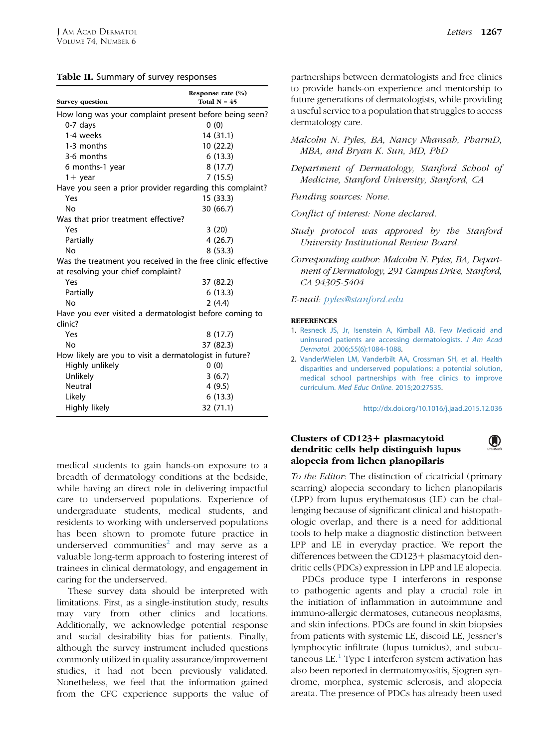**Table II.** Summary of survey responses

| Survey question | Response rate (%) Total N = 45 |
|---|---|
| How long was your complaint present before being seen? | |
| 0-7 days | 0 (0) |
| 1-4 weeks | 14 (31.1) |
| 1-3 months | 10 (22.2) |
| 3-6 months | 6 (13.3) |
| 6 months-1 year | 8 (17.7) |
| 1+ year | 7 (15.5) |
| Have you seen a prior provider regarding this complaint? | |
| Yes | 15 (33.3) |
| No | 30 (66.7) |
| Was that prior treatment effective? | |
| Yes | 3 (20) |
| Partially | 4 (26.7) |
| No | 8 (53.3) |
| Was the treatment you received in the free clinic effective at resolving your chief complaint? | |
| Yes | 37 (82.2) |
| Partially | 6 (13.3) |
| No | 2 (4.4) |
| Have you ever visited a dermatologist before coming to clinic? | |
| Yes | 8 (17.7) |
| No | 37 (82.3) |
| How likely are you to visit a dermatologist in future? | |
| Highly unlikely | 0 (0) |
| Unlikely | 3 (6.7) |
| Neutral | 4 (9.5) |
| Likely | 6 (13.3) |
| Highly likely | 32 (71.1) |

medical students to gain hands-on exposure to a breadth of dermatology conditions at the bedside, while having an direct role in delivering impactful care to underserved populations. Experience of undergraduate students, medical students, and residents to working with underserved populations has been shown to promote future practice in underserved communities[2] and may serve as a valuable long-term approach to fostering interest of trainees in clinical dermatology, and engagement in caring for the underserved.

These survey data should be interpreted with limitations. First, as a single-institution study, results may vary from other clinics and locations. Additionally, we acknowledge potential response and social desirability bias for patients. Finally, although the survey instrument included questions commonly utilized in quality assurance/improvement studies, it had not been previously validated. Nonetheless, we feel that the information gained from the CFC experience supports the value of partnerships between dermatologists and free clinics to provide hands-on experience and mentorship to future generations of dermatologists, while providing a useful service to a population that struggles to access dermatology care.

*Malcolm N. Pyles, BA, Nancy Nkansah, PharmD, MBA, and Bryan K. Sun, MD, PhD*

*Department of Dermatology, Stanford School of Medicine, Stanford University, Stanford, CA*

*Funding sources: None.*

*Conflict of interest: None declared.*

*Study protocol was approved by the Stanford University Institutional Review Board.*

*Corresponding author: Malcolm N. Pyles, BA, Department of Dermatology, 291 Campus Drive, Stanford, CA 94305-5404*

*E-mail: pyles@stanford.edu*

**REFERENCES**

1. Resneck JS, Jr, Isenstein A, Kimball AB. Few Medicaid and uninsured patients are accessing dermatologists. *J Am Acad Dermatol.* 2006;55(6):1084-1088.
2. VanderWielen LM, Vanderbilt AA, Crossman SH, et al. Health disparities and underserved populations: a potential solution, medical school partnerships with free clinics to improve curriculum. *Med Educ Online.* 2015;20:27535.

http://dx.doi.org/10.1016/j.jaad.2015.12.036

## Clusters of CD123+ plasmacytoid dendritic cells help distinguish lupus alopecia from lichen planopilaris

*To the Editor*: The distinction of cicatricial (primary scarring) alopecia secondary to lichen planopilaris (LPP) from lupus erythematosus (LE) can be challenging because of significant clinical and histopathologic overlap, and there is a need for additional tools to help make a diagnostic distinction between LPP and LE in everyday practice. We report the differences between the CD123+ plasmacytoid dendritic cells (PDCs) expression in LPP and LE alopecia.

PDCs produce type I interferons in response to pathogenic agents and play a crucial role in the initiation of inflammation in autoimmune and immuno-allergic dermatoses, cutaneous neoplasms, and skin infections. PDCs are found in skin biopsies from patients with systemic LE, discoid LE, Jessner's lymphocytic infiltrate (lupus tumidus), and subcutaneous LE.[1] Type I interferon system activation has also been reported in dermatomyositis, Sjogren syndrome, morphea, systemic sclerosis, and alopecia areata. The presence of PDCs has already been used